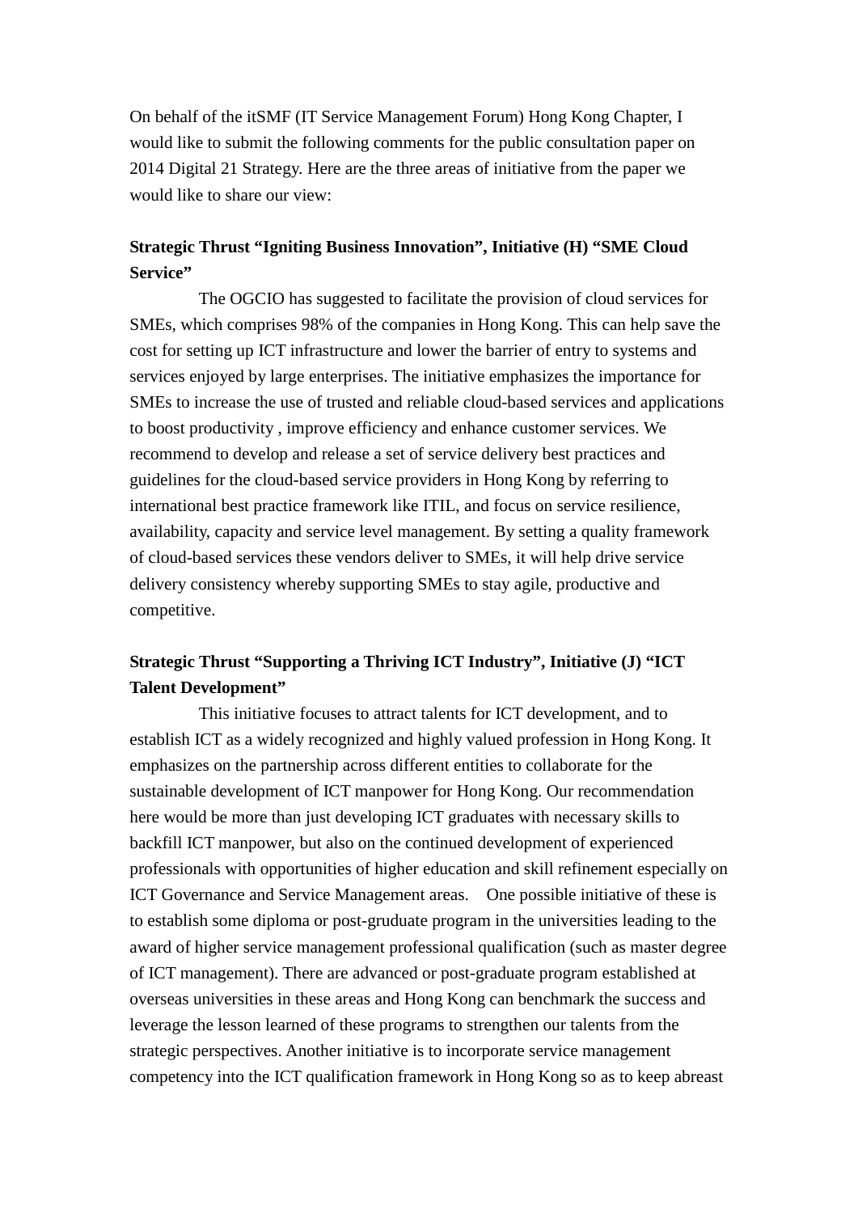On behalf of the itSMF (IT Service Management Forum) Hong Kong Chapter, I would like to submit the following comments for the public consultation paper on 2014 Digital 21 Strategy. Here are the three areas of initiative from the paper we would like to share our view:

**Strategic Thrust “Igniting Business Innovation”, Initiative (H) “SME Cloud Service”**

The OGCIO has suggested to facilitate the provision of cloud services for SMEs, which comprises 98% of the companies in Hong Kong. This can help save the cost for setting up ICT infrastructure and lower the barrier of entry to systems and services enjoyed by large enterprises. The initiative emphasizes the importance for SMEs to increase the use of trusted and reliable cloud-based services and applications to boost productivity , improve efficiency and enhance customer services. We recommend to develop and release a set of service delivery best practices and guidelines for the cloud-based service providers in Hong Kong by referring to international best practice framework like ITIL, and focus on service resilience, availability, capacity and service level management. By setting a quality framework of cloud-based services these vendors deliver to SMEs, it will help drive service delivery consistency whereby supporting SMEs to stay agile, productive and competitive.

**Strategic Thrust “Supporting a Thriving ICT Industry”, Initiative (J) “ICT Talent Development”**

This initiative focuses to attract talents for ICT development, and to establish ICT as a widely recognized and highly valued profession in Hong Kong. It emphasizes on the partnership across different entities to collaborate for the sustainable development of ICT manpower for Hong Kong. Our recommendation here would be more than just developing ICT graduates with necessary skills to backfill ICT manpower, but also on the continued development of experienced professionals with opportunities of higher education and skill refinement especially on ICT Governance and Service Management areas. One possible initiative of these is to establish some diploma or post-gruduate program in the universities leading to the award of higher service management professional qualification (such as master degree of ICT management). There are advanced or post-graduate program established at overseas universities in these areas and Hong Kong can benchmark the success and leverage the lesson learned of these programs to strengthen our talents from the strategic perspectives. Another initiative is to incorporate service management competency into the ICT qualification framework in Hong Kong so as to keep abreast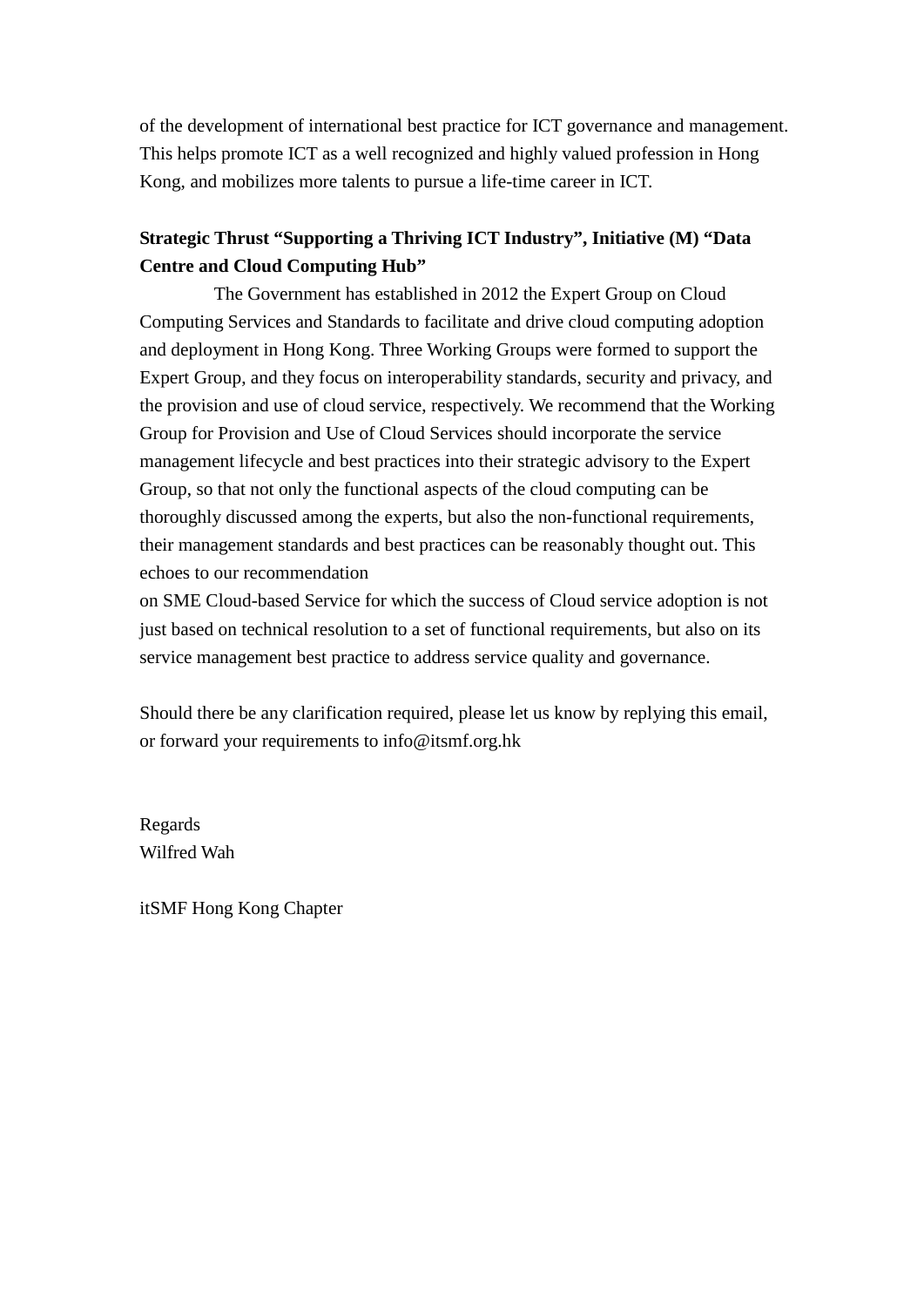of the development of international best practice for ICT governance and management. This helps promote ICT as a well recognized and highly valued profession in Hong Kong, and mobilizes more talents to pursue a life-time career in ICT.

**Strategic Thrust "Supporting a Thriving ICT Industry", Initiative (M) "Data Centre and Cloud Computing Hub"**

The Government has established in 2012 the Expert Group on Cloud Computing Services and Standards to facilitate and drive cloud computing adoption and deployment in Hong Kong. Three Working Groups were formed to support the Expert Group, and they focus on interoperability standards, security and privacy, and the provision and use of cloud service, respectively. We recommend that the Working Group for Provision and Use of Cloud Services should incorporate the service management lifecycle and best practices into their strategic advisory to the Expert Group, so that not only the functional aspects of the cloud computing can be thoroughly discussed among the experts, but also the non-functional requirements, their management standards and best practices can be reasonably thought out. This echoes to our recommendation on SME Cloud-based Service for which the success of Cloud service adoption is not just based on technical resolution to a set of functional requirements, but also on its service management best practice to address service quality and governance.

Should there be any clarification required, please let us know by replying this email, or forward your requirements to info@itsmf.org.hk

Regards
Wilfred Wah

itSMF Hong Kong Chapter